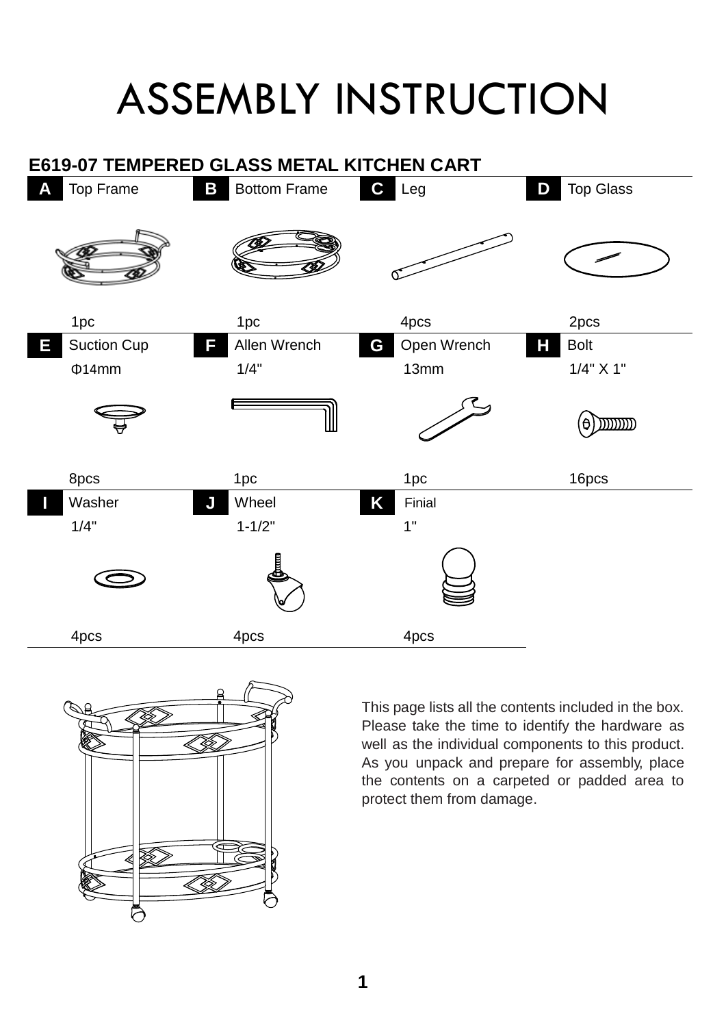# ASSEMBLY INSTRUCTION

## E619-07 TEMPERED GLASS METAL KITCHEN CART

| Part | Name | Size | Qty |
|---|---|---|---|
| A | Top Frame | | 1pc |
| B | Bottom Frame | | 1pc |
| C | Leg | | 4pcs |
| D | Top Glass | | 2pcs |
| E | Suction Cup | Φ14mm | 8pcs |
| F | Allen Wrench | 1/4" | 1pc |
| G | Open Wrench | 13mm | 1pc |
| H | Bolt | 1/4" X 1" | 16pcs |
| I | Washer | 1/4" | 4pcs |
| J | Wheel | 1-1/2" | 4pcs |
| K | Finial | 1" | 4pcs |

This page lists all the contents included in the box. Please take the time to identify the hardware as well as the individual components to this product. As you unpack and prepare for assembly, place the contents on a carpeted or padded area to protect them from damage.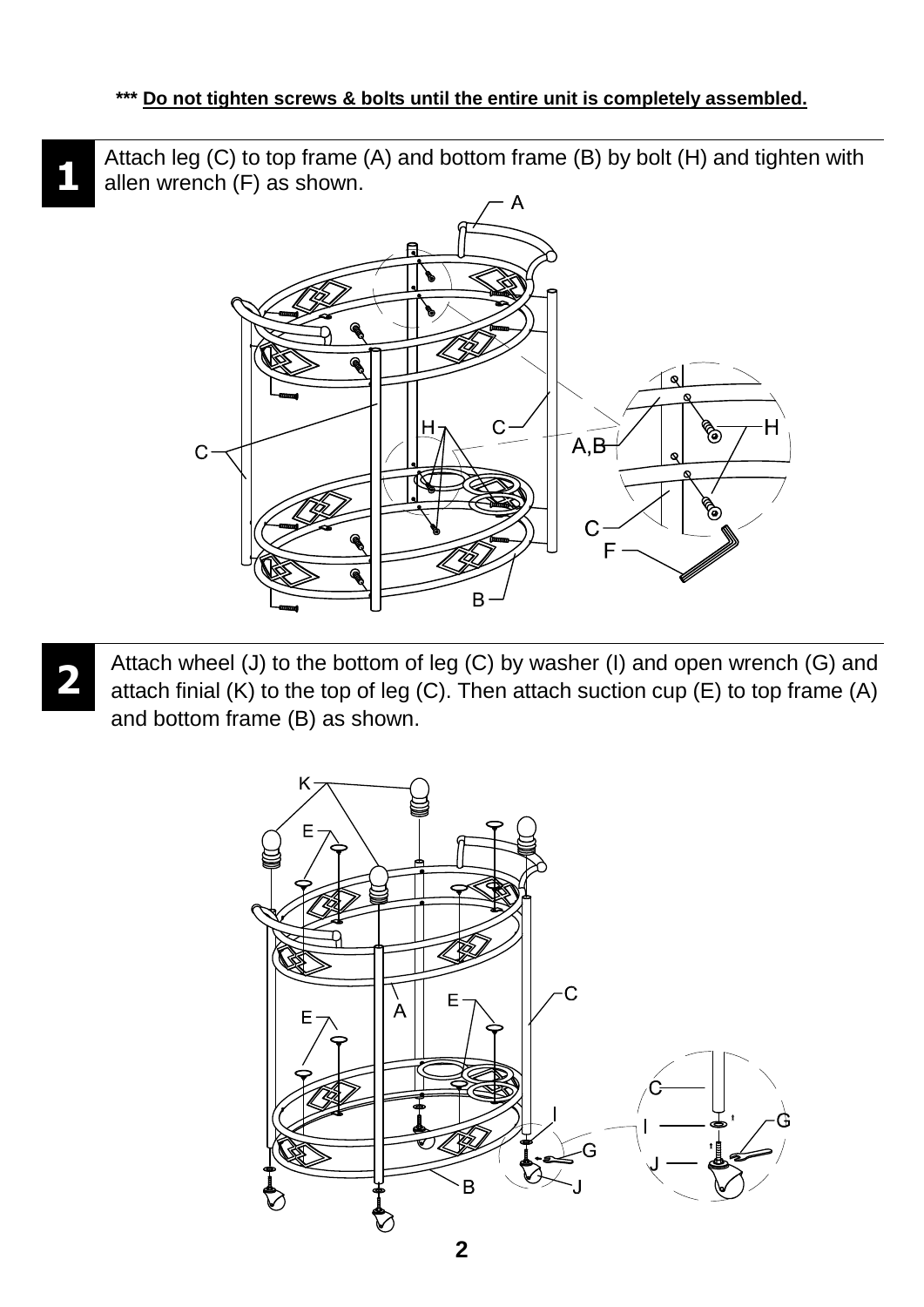***** **Do not tighten screws & bolts until the entire unit is completely assembled.**

**1** Attach leg (C) to top frame (A) and bottom frame (B) by bolt (H) and tighten with allen wrench (F) as shown.

**2** Attach wheel (J) to the bottom of leg (C) by washer (I) and open wrench (G) and attach finial (K) to the top of leg (C). Then attach suction cup (E) to top frame (A) and bottom frame (B) as shown.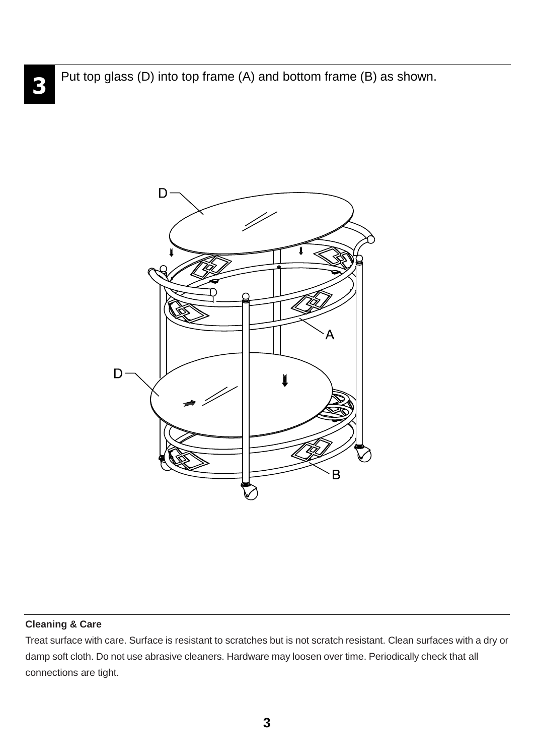**3** Put top glass (D) into top frame (A) and bottom frame (B) as shown.

D

A

D

B

**Cleaning & Care**

Treat surface with care. Surface is resistant to scratches but is not scratch resistant. Clean surfaces with a dry or damp soft cloth. Do not use abrasive cleaners. Hardware may loosen over time. Periodically check that all connections are tight.